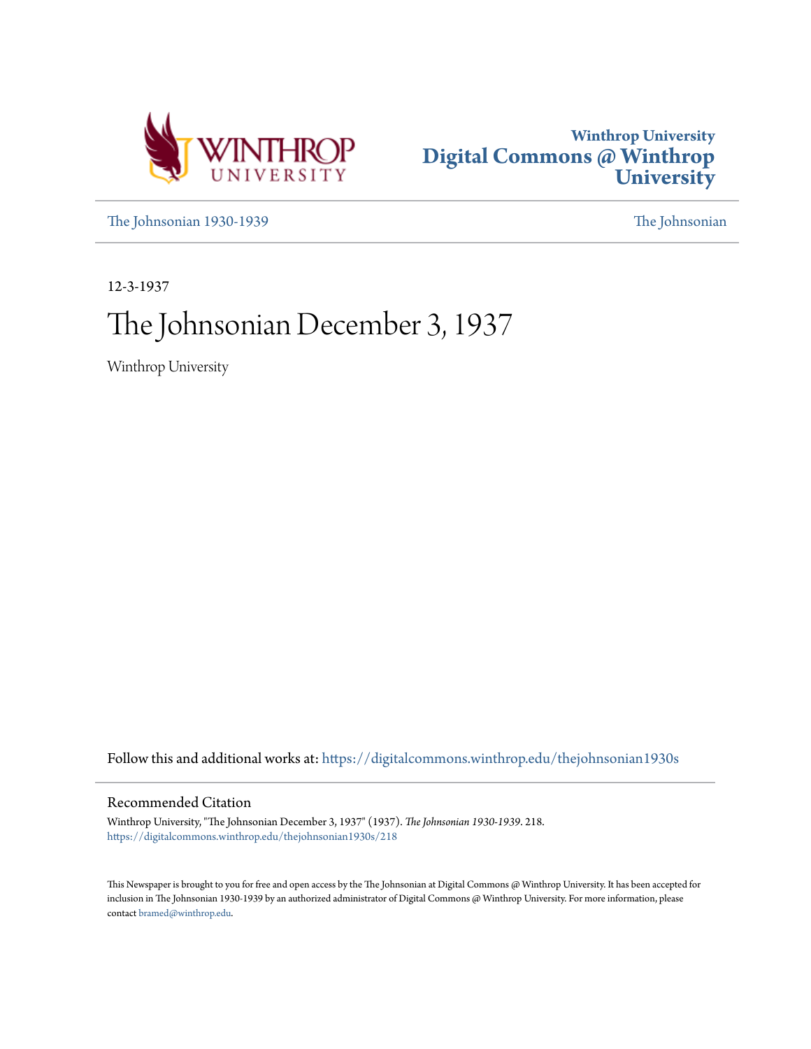Winthrop University
Digital Commons @ Winthrop University

The Johnsonian 1930-1939 | The Johnsonian

12-3-1937

# The Johnsonian December 3, 1937

Winthrop University

Follow this and additional works at: https://digitalcommons.winthrop.edu/thejohnsonian1930s

## Recommended Citation

Winthrop University, "The Johnsonian December 3, 1937" (1937). *The Johnsonian 1930-1939*. 218.
https://digitalcommons.winthrop.edu/thejohnsonian1930s/218

This Newspaper is brought to you for free and open access by the The Johnsonian at Digital Commons @ Winthrop University. It has been accepted for inclusion in The Johnsonian 1930-1939 by an authorized administrator of Digital Commons @ Winthrop University. For more information, please contact bramed@winthrop.edu.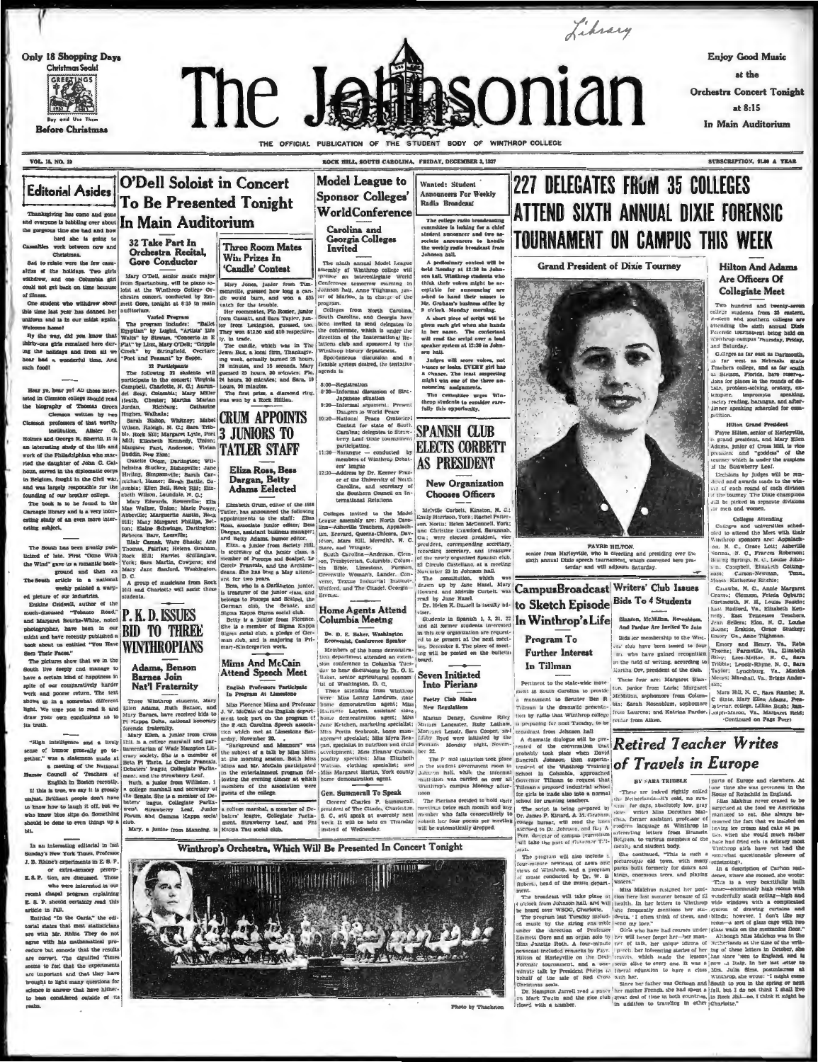Only 18 Shopping Days

Christmas Seals!

Buy and Use Them Before Christmas

# The Johnsonian

Enjoy Good Music at the Orchestra Concert Tonight at 8:15 In Main Auditorium

THE OFFICIAL PUBLICATION OF THE STUDENT BODY OF WINTHROP COLLEGE

VOL. 15, NO. 10 — ROCK HILL, SOUTH CAROLINA, FRIDAY, DECEMBER 3, 1937 — SUBSCRIPTION, $1.00 A YEAR

## Editorial Asides

Thanksgiving has come and gone and everyone is babbling over about the gorgeous time she had and how hard she is going to work between now and Christmas.

Sad to relate were the few casualties of the holidays. Two girls withdrew, and one Columbia girl could not get back on time because of illness.

One student who withdrew about this time last year has donned her uniform and is one of our midst again. Welcome home!

By the way, did you know that thirty-one girls remained here during the holidays and from all we hear had a wonderful time. And such food!

Hear ye, hear ye! All those interested in Clemson college should read the biography of Thomas Green Clemson written by two Clemson professors of that worthy institution, Alister G. Holmes and George R. Sherrill. It is an interesting study of the life and work of the Philadelphian who married the daughter of John C. Calhoun, served in the diplomatic corps in Belgium, fought in the Civil war, and was largely responsible for the founding of our brother college.

The book is to be found in the Carnegie library and is a very interesting study of an even more interesting subject.

The South has been greatly publicized of late. First "Gone With the Wind" gave us a romantic background and then an article in a national weekly painted a warped picture of our industries. Erskine Caldwell, author of the much-discussed "Tobacco Road," and Margaret Bourke-White, noted photographer, have been in our midst and have recently published a book about us entitled "You Have Seen Their Faces."

The pictures show that we in the South live deeply and manage to have a certain kind of happiness in spite of our comparatively harder work and poorer return. The text shows us in a somewhat different light. We urge you to read it and draw your own conclusions as to its truth.

"High intelligence and a lively sense of humor generally go together," was a statement made at a meeting of the National Humor Council of Teachers of English in Boston recently.

If this be true, we say it is grossly unjust. Brilliant people don't have to know how to laugh it off, but we who know blue slips do. Something should be done to even things up a bit.

In an interesting editorial in last Sunday's New York Times, Professor J. B. Rhine's experiments in E. S. P. or extra-sensory perception, are discussed. Those who were interested in our recent chapel program explaining E. S. P. should certainly read this article in full.

Entitled "In the Cards," the editorial states that most statisticians are with Mr. Rhine. They do not agree with his mathematical procedure but concede that the results are correct. The dignified Times seems to feel that the experiments are important and that they have brought to light many questions for science to answer that have hitherto been considered outside of its realm.

## O'Dell Soloist in Concert To Be Presented Tonight In Main Auditorium

### 32 Take Part In Orchestra Recital, Gore Conductor

Mary O'Dell, senior music major from Spartanburg, will be piano soloist at the Winthrop College Orchestra concert, conducted by Emmett Gore, tonight at 8:15 in main auditorium.

**Varied Program**

The program includes: "Ballet Egyptian" by Luigini, "Artists' Life Waltz" by Strauss, "Concerto in E Flat" by Liszt, Mary O'Dell; "Cripple Creek" by Stringfield, Overture "Poet and Peasant" by Suppe.

**32 Participants**

The following 32 students will participate in the concert: Virginia Campbell, Charlotte, N. C.; Aurunett Heath, Chester; Martha Marian Jordan, Richburg; Catharine Hughes, Walhalla;

Sarah Bishop, Whitney; Mabel Wilson, Raleigh, N. C.; Sara Tribble, Rock Hill; Margaret Lytle, Fort Mill; Elizabeth Kennedy, Union; Margaret Funk, Anderson; Vivian Buddin, New Zion;

Cazelle Odom, Darlington; Wilhelmina Stuckey, Bishopville; Jane Hurling, Simpsonville; Sarah Carmichael, Hamer; Sarah Battle, Columbia; Ellen Bell, Rock Hill; Elizabeth Wilson, Leesville, N. C.;

Mary Edwards, Rowesville; Ella Mae Walker, Union; Marie Power, Abbeville; Marguerite Austin, Rock Hill; Mary Margaret Phillips, Belton; Elaine Schwinge, Darlington; Rebecca Barr, Leesville;

Blair Camak, Ware Shoals; Ann Thomas, Fairfax; Helena Graham, Rock Hill; Harriet Shillinglaw, York; Sara Martin, Cowpens; and Mary Jane Sanford, Washington, D. C.

A group of musicians from Rock Hill and Charlotte will assist these students.

### Three Room Mates Win Prizes In 'Candle' Contest

Mary Jones, junior from Timmonsville, guessed how long a candle would burn, and won a $35 watch for the trouble.

Her roommates, Flo Rosier, junior from Cassatt, and Sara Taylor, junior from Lexington, guessed, too. They won $12.50 and $10 respectively.

The candle, which was in The Jewel Box, a local firm, Thanksgiving week, actually burned 25 hours, 28 minutes, and 15 seconds. Mary guessed 25 hours, 30 minutes; Flo, 24 hours, 30 minutes; and Sara, 19 hours, 30 minutes.

The first prize, a diamond ring, was won by a Rock Hillian.

## CRUM APPOINTS 3 JUNIORS TO TATLER STAFF

### Eliza Ross, Bess Dargan, Betty Adams Eelected

Elizabeth Crum, editor of the 1938 Tatler, has announced the following appointments to the staff: Eliza Ross, associate junior editor; Bess Dargan, assistant business manager; and Betty Adams, humor editor.

Eliza, a junior from Society Hill, is secretary of the junior class, a member of Forceps and Scalpel, Le Cercle Francais, and the Archimedeans. She has been a May attendant for two years.

Bess, who is a Darlington junior, is treasurer of the junior class, and belongs to Forceps and Scalpel, the German club, the Senate, and Sigma Kappa Sigma social club.

Betty is a junior from Florence. She is a member of Sigma Kappa Sigma social club, a Senior of German club, and is majoring in Primary-Kindergarten work.

## P. K. D. ISSUES BID TO THREE WINTHROPIANS

### Adams, Benson Barnes Join Nat'l Fraternity

Three Winthrop students, Mary Ellen Adams, Ruth Benson, and Mary Barnes, have received bids to Pi Kappa Delta, national honorary forensic fraternity.

Mary Ellen, a junior from Cross Hill, is a college marshal and parliamentarian of Wade Hampton Literary society. She is a member of Beta Pi Theta, Le Cercle Francais, Debaters' league, Collegiate Parliament, and the Strawberry Leaf.

Ruth, a junior from Williston, is a college marshall and secretary of the Senate. She is a member of Debaters' league, Collegiate Parliament, Strawberry Leaf, Junior Forum and Gamma Kappa social club.

Mary, a junior from Manning, is a college marshal, a member of Debaters' league, Collegiate Parliament, Strawberry Leaf, and Phi Kappa Tau social club.

## Mims And McCain Attend Speech Meet

### English Professors Participate In Program At Limestone

Miss Florence Mims and Professor J. W. McCain of the English department took part on the program of the South Carolina Speech association which met at Limestone Saturday, November 20.

"Background and Manners" was the subject of a talk by Miss Mims at the morning session. Both Miss Mims and Mr. McCain participated in the entertainment program following the evening dinner at which members of the association were guests of the college.

## Model League to Sponsor Colleges' World Conference

### Carolina and Georgia Colleges Invited

The ninth annual Model League assembly of Winthrop college will sponsor an Intercollegiate World Conference tomorrow morning in Johnson hall. Anne Tilghman, junior of Marion, is in charge of the program.

Colleges from North Carolina, South Carolina, and Georgia have been invited to send delegates to the conference, which is under the direction of the International Relations club and sponsored by the Winthrop history department.

Spontaneous discussion and a flexible system desired, the tentative agenda is:

8:00—Registration

8:30—Informal discussion of Sino-Japanese situation

9:30—Informal argument. Present Dangers to World Peace

10:30—National Peace Oratorical Contest for state of South Carolina; delegates to Strawberry Leaf Dixie tournament participating.

11:30—Harangue — conducted by members of Winthrop Debaters' league

12:30—Address by Dr. Keener Frazer of the University of North Carolina, and secretary of the Southern Council on International Relations.

Colleges invited to the Model League Assembly are: North Carolina—Asheville Teachers, Appalachian, Brevard, Queens-Chicora, Davidson, Mars Hill, Meredith, N. C. State, and Wingate.

South Carolina—Anderson, Clemson, Presbyterian, Columbia, Columbia Bible, Limestone, Furman, Greenville Woman's, Lander, Converse, Textile Industrial Institute, Wofford, and The Citadel. Georgia—Brenau.

## Home Agents Attend Columbia Meeting

### Dr. D. E. Baker, Washington Economist, Conference Speaker

Members of the home demonstration department attended an extension conference in Columbia Tuesday to hear discussions by Dr. O. E. Baker, senior agricultural economist of Washington, D. C.

Those attending from Winthrop were: Miss Lonny Landrum, state home demonstration agent; Miss Harriette Layton, assistant state home demonstration agent; Miss June Ketchen, marketing specialist; Miss Portia Seabrook, home management specialist; Miss Myra Reagan, specialist in nutrition and child development; Miss Eleanor Carson, poultry specialist; Miss Elizabeth Watson, clothing specialist; and Miss Margaret Martin, York county home demonstration agent.

### Gen. Summerall To Speak

General Charles P. Summerall, president of The Citadel, Charleston, S. C., will speak at assembly next week. It will be held on Thursday instead of Wednesday.

## Wanted: Student Announcers For Weekly Radio Broadcast

The college radio broadcasting committee is looking for a chief student announcer and two associate announcers to handle the weekly radio broadcast from Johnson hall.

A preliminary contest will be held Monday at 12:30 in Johnson hall. Winthrop students who think their voices might be acceptable for announcing are asked to hand their names to Mr. Graham's business office by 9 o'clock Monday morning.

A short piece of script will be given each girl when she hands in her name. The contestant will read the script over a loud speaker system at 12:30 in Johnson hall.

Judges will score voices, not names or looks. EVERY girl has a chance. The least suspecting might win one of the three announcing assignments.

The committee urges Winthrop students to consider carefully this opportunity.

## SPANISH CLUB ELECTS CORBETT AS PRESIDENT

### New Organization Chooses Officers

Melville Corbett, Kinston, N. C.; Emily Harrison, York; Rachel Patterson, Norris; Helen McConnell, York; and Christine Crawford, Savannah, Ga., were elected president, vice president, corresponding secretary, recording secretary, and treasurer of the newly organized Spanish club, El Circulo Castellano, at a meeting November 23 in Johnson hall.

The constitution, which was drawn up by Jane Hazel, Mary Howard, and Melville Corbett, was read by Jane Hazel.

Dr. Helen E. Bussell is faculty adviser.

Students in Spanish 1, 3, 21, 22 and all former students interested in this new organization are requested to be present at the next meeting, December 8. The place of meeting will be posted on the bulletin board.

## Seven Initiated Into Pierians

### Poetry Club Makes New Regulations

Marian Denny, Caroline Riley, Miriam Lancaster, Ruby Latham, Margaret Lenoir, Sara Cooper, and Libby Byrd were initiated by the Pierians Monday night, November 22.

The formal initiation took place in the student government room in Johnson hall, while the informal initiation was carried on over all Winthrop's campus Monday afternoon.

The Pierians decided to hold their meetings twice each month and any member who fails consecutively to submit her four poems per meeting will be automatically dropped.

## 227 DELEGATES FROM 35 COLLEGES ATTEND SIXTH ANNUAL DIXIE FORENSIC TOURNAMENT ON CAMPUS THIS WEEK

**Grand President of Dixie Tourney**

FAYRE HILTON, senior from Harleyville, who is directing and presiding over the sixth annual Dixie speech tournament, which convened here yesterday and will adjourn Saturday.

### Hilton And Adams Are Officers Of Collegiate Meet

Two hundred and twenty-seven college students from 35 eastern, western and southern colleges are attending the sixth annual Dixie Forensic tournament being held on Winthrop campus Thursday, Friday, and Saturday.

Colleges as far east as Dartmouth, as far west as Nebraska State Teachers college, and as far south as Stetson, Florida, have reservations for places in the rounds of debate, problem-solving, oratory, extempore, impromptu speaking, poetry reading, harangue, and after-dinner speaking scheduled for competition.

**Hilton Grand President**

Fayre Hilton, senior of Harleyville, is grand president, and Mary Ellen Adams, junior of Cross Hill, is vice president and "goddess" of the tourney which is under the auspices of the Strawberry Leaf.

Decisions by judges will be rendered and awards made to the winner of each round of each division of the tourney. The Dixie champions will be picked in separate divisions for men and women.

**Colleges Attending**

Colleges and universities scheduled to attend the Meet with their Winthrop sponsors are: Appalachian, N. C., Grace Lott; Asheville Normal, N. C., Frances Roberson; Boiling Springs, N. C., Louise Johnson; Campbell, Elizabeth Cottingham; Carson-Newman, Tenn., Mamie Katherine Ritchie;

Catawba, N. C., Annie Margaret Graves; Clemson, Frieda Ogburn; Dartmouth, N. H., Louise Beakley; East Radford, Va., Elizabeth Kennedy; East Tennessee Teachers, Jean Sellers; Elon, N. C., Louise Boone; Erskine, Grace Stuckey; Emory Co., Anne Tilghman.

Emory and Henry, Va., Reba Thorne; Farmville, Va., Elizabeth Riley; Lees-McRae, N. C., Sara Tribble; Lenoir-Rhyne, N. C., Sara Taylor; Lynchburg, Va., Monica Meops; Marshall, Va., Briggs Anderson;

Mars Hill, N. C., Sara Rambo; N. C. State, Mary Ellen Adams, President; Oglethorpe, Lillian Rush; Randolph-Macon, Va., Margaret Reid;

(Continued on Page Four)

## Campus Broadcast to Sketch Episode In Winthrop's Life

### Program To Further Interest In Tillman

Pertinent to the state-wide movement in South Carolina to provide a monument to Senator Ben R Tillman is the dramatic presentation by radio that Winthrop college is preparing for next Tuesday, to be broadcast from Johnson hall.

A dramatic dialogue will be presented of the conversation that probably took place when David Bancroft Johnson, then superintendent of the Winthrop Training School in Columbia, approached Governor Tillman to request that Tillman's proposed industrial school for girls be made also into a normal school for training teachers.

The script is being prepared by Dr. James P. Kinard, A. M. Graham, college bursar, will read the lines ascribed to Dr. Johnson, and Roy A. Furr, director of campus journalism, will take the part of Governor Tillman.

The program will also include a four-minute newscast of news and views of Winthrop, and a program of music conducted by Dr. W. B. Roberts, head of the music department.

The broadcast will take place at 6 o'clock from Johnson hall, and will be heard over WSOC, Charlotte.

The program last Tuesday included music by the string ensemble under the direction of Professor Emmett Gore and an organ solo by Miss Janette Roth. A four-minute newscast included remarks by Fayre Hilton of Harleyville on the Dixie Forensic tournament, and a one-minute talk by President Phelps on behalf of the sale of Red Cross Christmas seals.

Dr. Hampton Jarrell read a paper on Mark Twain and the glee club closed with a number.

## Writers' Club Issues Bids To 4 Students

### Blanton, McMillan, Rosenblum, And Pardue Are Invited To Join

Bids for membership to the Writers' club have been issued to four girls who have gained recognition in the field of writing, according to Martha Orr, president of the club.

These four are: Margaret Blanton, junior from Loris; Margaret McMillan, sophomore from Columbia; Sarah Rosenblum, sophomore from Laurens; and Katrina Pardue, senior from Aiken.

## Retired Teacher Writes of Travels in Europe

BY SARA TRIBBLE

"These are indeed rightly called the Netherlands—it's cold, no sunshine for days, absolutely low, gray skies" writes Miss Dorothea Malchus in her interesting stories of her travels, which made the lessons of modern language at Winthrop in interesting letters from Brussels, Belgium, to various members of the faculty and student body.

She continued, "This is such a picturesque old town, with many parks built formerly for dukes and kings, enormous trees, and playing waters."

Miss Malchus resigned her position here last summer because of ill health. In her letters to Winthrop she frequently mentions her students. "I often think of them, and send my love."

Girls who have had courses under Miss Malchus will never forget her—her manner of talk, her unique idioms of speech, her interesting stories of her travels, which made the lessons seem alive to every one. It was a liberal education to have a class with her.

Since her father was German and her mother French, she had spent a great deal of time in both countries. In addition to traveling in other parts of Europe and elsewhere, at one time she was governess in the House of Rothschild in England.

Miss Malchus never ceased to be surprised at the food we Americans managed to eat. She always bemoaned the fact that we insisted on having ice cream and cake at parties, when she would much rather have had fried chicken or some somewhat questionable pleasure of consuming.)

In a description of Carlton residence, where she roomed, she wrote: "This is a very beautifully built house—enormously high rooms with wonderfully stuck ceiling—high and wide windows with a complicated system of drawing curtains and blinds; however, I don't like my room—a sort of glass cage with two glass walls on the mezzanine floor."

Although Miss Malchus was in the Netherlands at the time of the writing of these letters in October, she has since "been to England, and is now in Italy. In her last letter to Winthrop, she wrote: "I might come South to you in the spring or next fall, but I do not think I shall live in Rock Hill—no, I think it might be Charlotte."

Winthrop's Orchestra, Which Will Be Presented In Concert Tonight

Photo by Thackston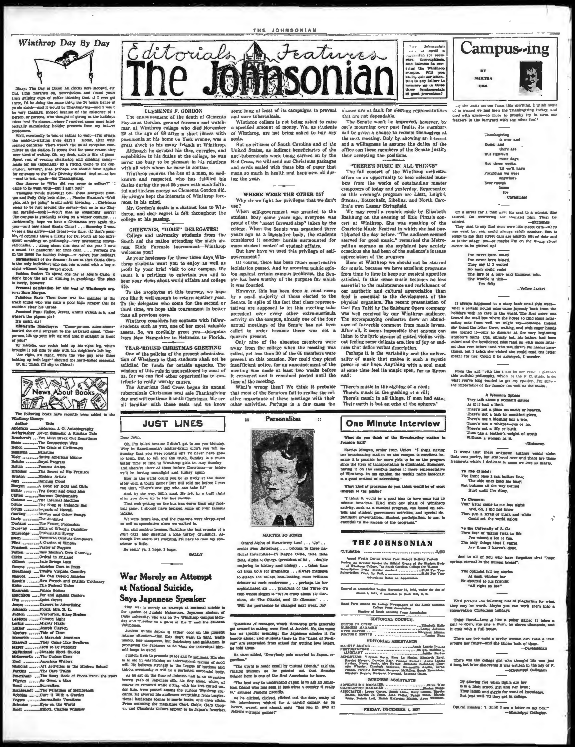# Winthrop Day By Day

Diary: The Day o' Days! All clocks were stopped, etc. But, time marched on, nevertheless, and found yours truly gulping cups of coffee thinking that, if I ever get there, I'd be doing the same thing the 24 hours hence at ye ole shoda—and it would be Thanksgiving—and I would be very thankful indeed because of the existence of a person, or persons, who thought of giving us the holidays. Bless 'em! To classes—where I received some most intellectually stimulating holiday presents from my beloved professors.

Well, eventually to bus, or rather to wait—(I'm always the maid-in-waiting these days!) Home, after what seemed centuries. There wasn't the usual reception committee at the station. It seems that for some reason they were tired of waiting. Oh, my dear, such is life. (I guess!) Spent rest of evening chattering and nibbling candy—made for me (especially) by a friend. Came to the conclusion, however, that perhaps she should have applied for entrance to the Yale Divinity School. And so—to bed—and to wait again—for Thanksgiving.

One Answer to "Why did you come to college?" "I came to le went with—but I ain't yet!"

Things While Strolling: Still think Margaret Blanton and Polly Cely look alike . . . Phoebe Blanton's "Well, girls, it's got going" is still mirth provoking . . . Christmas seems to be just around the corner—but as to my English parallel—oooh!—Won't that be something merry! The campus is gradually taking on a winter costume . . . Incidentally, hope we have a Christmas tree again this year—and how about Santa Claus? . . . Someday I want to see a blue airline—and depart—on time. (If that's possible, of course.) Have a liking for Dr. Pott's all too infrequent ramblings on philosophy—very interesting conversationalist . . . Along about this time of the year I have a secret (?) hankerin' for fruit cake . . . Perhaps I'm in the mood for holiday things—or rather, just holidays.

Sentiment of the Season: It seems that Santa Claus is the only individual who can run around with a bag at night without being talked about.

Sudden Desire: To spend one day at Monte Carlo. (I don't know the art of winning in gambling.) The place is lovely, however.

Personal nomination for the best of Winthrop's orators: Nora Morgan.

Fabulous Fact: Then there was the member of the track squad who was such a poor high jumper that he couldn't clear his throat.

Pensively: Hallow, Jeeves, what's o'clock is it, and where's the pigeon pie?

It's eight, sir!

Militaristic Monologue: "Come-pa-nee, atten-shun!" bawled the drill sergeant to the awkward squad. "Com-pa-nee, lift up your left leg and hold it straight in front of you!"

By mistake, one rookie held up his right leg, which brought it out side by side with his neighbor's left leg.

"Aw right, aw right; who's the wise guy over there holding up both legs?" shouted the hard-boiled sergeant. (P. S.: Think I'll slip to China!)

## News About Books

The following books have recently been added to the Winthrop library:

| Author | |
|---|---|
| Anderson | Anderson, J. O. Autobiography |
| Artzybasher | Seven Simeons: A Russian Tale |
| Beecheroft | You Must Break Out Sometimes |
| Berra | The Connecticut Wits |
| Bellos | The Crisis of Civilization |
| Bentwich | Palestine |
| Blair | Native American Humor |
| Bolitho | Royal Progress |
| Bolton | Famous Artists |
| Bratcher | The Secret of His Presence |
| Brinton | Modern Artists |
| Buff | Dancing Cloud |
| Bunyan | A Book for Boys and Girls |
| Butler | Ted Grant and Good Men |
| Clifton | Nouveau Dictionnaire |
| Cocteau | The Infernal Machine |
| Colum | The King of Irelands Son |
| Colum | Legends of Hawaii |
| Cowling | Shelley and Other Essays |
| Davis | The Anointed |
| Deslaux | The French Procession |
| Dervar | King of Eland's Daughter |
| Etheredge | Enthusiastic Spring |
| Ewen | Twentieth Century Composers |
| Flint | A Garden of Simples |
| Freeman | Pastor of Poggese |
| Fulton | New Mexico's Own Chronicle |
| Gibbs | Cedars of Mountains |
| Gilbert | Jade Brings Luck |
| Greene | America Goes to Press |
| Greathouse | Twelve Virginia Counties |
| Hagood | We Can Defend America |
| Heath's | New French and English Dictionary |
| Hicks | The Federal Union |
| Houseman | Palace Scenes |
| Hutchison | For and Against Doctors |
| Ilin | Quiet Street |
| James | Careers in Advertising |
| Johnson | Piozzi, Mrs. H. L. |
| Judson | Warburton, Stacy Reuben |
| LaMotte | Colored Light |
| Loring | Mighty Magic |
| Luther | Joseph Clayton |
| Masters | Tide of Time |
| Maverick | A Maverick American |
| Maxwell | They Came Like Swallows |
| Mayer | How to Do Publicity |
| McFarland | Notable Short Stories |
| Molesworth | The Cuckoo Clock |
| Neal | American Writers |
| Nicholas | Art Activities in the Modern School |
| Perkins | The Cave Twins |
| Petersham | The Story Book of Foods From the Field |
| Pilgrim | So Great a Man |
| Read | Surrealism |
| Rembrandt | The Paintings of Rembrandt |
| Robbins | Cure It With a Garden |
| Rogers | Journalistic Vocations |
| Schuster | Eyes on the World |
| Scott | Elliott, Charles Winslow |

# Editorials & Features — The Johnsonian

The Johnsonian seeks to merit a reputation for accuracy, thoroughness, and fairness in covering the Winthrop campus. Will you kindly call our attention to any failure to measure up to these three fundamentals of good journalism?

## CLEMENTS F. GORDON

The announcement of the death of Clements Faysoux Gordon, ground foreman and watchman at Winthrop college who died November 22 at the age of 68 after a short illness with pneumonia at his home on York avenue, was a great shock to his many friends at Winthrop.

Although he devoted his time, energies, and capabilities to his duties at the college, he was never too busy to be pleasant in his relations with all with whom he came in contact.

Winthrop mourns the loss of a man, so well-known and respected, who has fulfilled his duties during the past 25 years with such faithful and tireless energy as Clements Gordon did. He always kept the interests of Winthrop foremost in his mind.

Mr. Gordon's death is a distinct loss to Winthrop, and deep regret is felt throughout the college at his passing.

## GREETINGS, "DIXIE" DELEGATES!

College and university students from the South and the nation attending the sixth annual Dixie Forensic tournament—Winthrop welcomes you!

As your hostesses for these three days, Winthrop students want you to enjoy as well as profit by your brief visit to our campus. We count it a privilege to entertain you and to hear your views about world affairs and college life.

To the neophytes at this tourney, we hope you like it well enough to return another year. To the delegates who come for the second or third time, we hope this tournament is better than all previous ones.

Winthrop considers her contacts with fellow-students such as you, one of her most valuable assets. So, we cordially greet you—delegates from New Hampshire to Nebraska to Florida.

## YEAR-'ROUND CHRISTMAS GREETING

One of the policies of the present administration of Winthrop is that students shall not be solicited for funds for outside agencies. The wisdom of this rule is unquestioned by most of us, for we can find other opportunities to contribute to really worthy causes.

The American Red Cross began its annual tuberculosis Christmas seal sale Thanksgiving day and will continue it until Christmas. We are all familiar with these seals, and we know something at least of its campaigns to prevent and cure tuberculosis.

Winthrop college is not being asked to raise a specified amount of money. We, as students of Winthrop, are not being asked to buy any seals.

But as citizens of South Carolina and of the United States, as indirect beneficiaries of the anti-tuberculosis work being carried on by the Red Cross, we will send our Christmas packages and cards sealed with these bits of paper that mean so much in health and happiness all during the year.

## WHERE WERE THE OTHER 25?

Why do we fight for privileges that we don't use?

When self-government was granted to the student body some years ago, everyone was proud of the "great forward step" taken by the college. When the Senate was organized three years ago as a legislative body, the students considered it another hurdle surmounted for more student control of student affairs.

But how have we used this privilege of self-government?

Of course, there has been much constructive legislation passed. And by arousing public opinion against certain campus problems, the Senate has been worthy of the purpose for which it was founded.

However, this has been done in most cases by a small majority of those elected to the Senate. In spite of the fact that class representatives are supposed to let this meeting take precedent over every other extra-curricula activity on the campus, already one of the four annual meetings of the Senate has not been called to order because there was not a quorum present.

Only nine of the absentee members were away from the college when the meeting was called, yet less than 30 of the 61 members were present on this occasion. Nor could they plead insufficient notice, for an announcement of the meeting was made at least two weeks before it convened and it remained posted until the time of the meeting.

What's wrong then? We think it probable that most of the Senators fail to realize the relative importance of these meetings with their other activities. Perhaps in a few cases the classes are at fault for electing representatives that are not dependable.

The Senate won't be improved, however, by one's mourning over past faults. Its members will be given a chance to redeem themselves at the next meeting. Only by showing an interest and a willingness to assume the duties of the office can these members of the Senate justify their accepting the positions.

## "THERE'S MUSIC IN ALL THINGS"

The fall concert of the Winthrop orchestra offers us an opportunity to hear selected numbers from the works of outstanding master composers of today and yesterday. Represented on this evening's program are Liszt, Luigini, Strauss, Bottochali, Sibelius, and North Carolina's own Lamar Stringfield.

We may recall a remark made by Elizabeth Rethburg on the evening of Ezio Pinza's concert at Winthrop. She was speaking of the Charlotte Music Festival in which she had participated the day before. "The audience seemed starved for good music," remarked the Metropolitan soprano as she explained how acutely conscious she had been of the audience's intense appreciation of the program.

Here at Winthrop we should not be starved for music, because we have excellent programs from time to time to keep our musical appetites satisfied. In this sense music becomes no less essential to the maintenance and enrichment of our aesthetic and cultural appreciation than food is essential to the development of the physical organism. The recent presentation of Cosi Fan Tutti by the Salzburg Opera company was well received by our Winthrop audience. The accompanying orchestra drew an abundance of favorable comment from music lovers. After all, it seems impossible that anyone can listen to the lyric strains of muted violins without feeling some delicate emotion of joy or sadness that defies verbal description.

Perhaps it is the variability and the universality of music that makes it such a mystic power in our lives. Anything with a soul must at some time feel its magic spell, for as Byron said:

"There's music in the sighing of a reed;
There's music in the gushing of a rill;
There's music in all things, if men had ears;
Their earth is but an echo of the spheres."

## JUST LINES

Dear John,

Oh, I'm killed because I didn't get to see you Monday. Why in Sanctimonia's scatter-brain didn't you tell me Sunday that you were coming up? I'd never have gone to town. But to tell you the truth, Sunday is a much better time to find us Winthrop girls in—any Sunday—and there're three of them before Christmas—or before we'll be having moonlight and turkey again.

How in the world could you be so lively at the dance after such a tough game? But Bill told me before I met you that, "There's one guy who can take it!"

And, by the way, Bill's mad. He left in a huff right after you drove up to the bus station.

That mob getting on the bus was worse than any football game. I should have learned some of your famous tackles.

We were hours late, and the matrons were sleepy-eyed as well as speculative when we walked in.

Am still eating lemons, finishing the last crumbs of a fruit cake, and gnawing a lone turkey drumstick. Although I've sworn off studying, I'll have to cram my conscience a little.

Be seein' ya. I hope. I hope.

SALLY

## War Merely an Attempt at National Suicide, Says Japanese Speaker

That war is merely an attempt at national suicide is the opinion of Junichi Nakamura, Japanese student of Duke university, who was on the Winthrop campus Monday and Tuesday as a guest of the Y and the Student Volunteers.

Junichi thinks Japan is rather cool on the present intense situation—that they don't want to fight, waste money, lose manpower, but patriotism and militarism is prompting the Japanese to do what the individual himself longs to avoid.

Junichi lives to promote peace and friendliness. His aim is to aid in establishing an international feeling of good will. He believes strongly in the League of Nations and thinks eventually it will be a perfected, successful body.

As he sat on the floor of Johnson hall in an attractive brown garb of Japanese silk, his tiny shoes, which of course he removed while sitting with his feet curled under him, were passed among the curious Winthrop students. He showed his audience everything from inspirational landscape scenes to movie books, and chop sticks. From scanning the magazines Clark Gable, Gary Cooper, and Claudette Colbert appear to be Japan's favorites.

## :: Personalities ::

MARTHA JO JONES

Grand Alpha of Strawberry Leaf . . . "Jo" . . . senior from Batesburg . . . belongs to three national fraternities—Pi Kappa Delta, Beta Beta Beta, Alpha Sl Omega (president of it) . . . double majoring in history and biology . . . takes time off from both for dramatics . . . always manages to attain the tallest, best-looking, most brilliant debater at each conference . . . perhaps its her sophisticated air . . . president of the Three C's club whose slogan is "We're crazy about (1) Carolina, (2) The Citadel, and (3) Clemson" . . . Will the preference be changed next week, Jo?

Questions of romance, which Winthrop girls generally get around to asking, were fired at Junichi. No, the moon has no specific meaning; the Japanese admire it for beauty alone; and students there in the "Land of Festival" are suspended from school for writing love letters, he told them.

He then added, "Everybody gets married in Japan, regardless."

"The world is made small by mutual friends," said the visiting student as he pointed out that Brandon Beigler here is one of the first Americans he knew.

"The best way to understand Japan is to ask an American friend who has seen it just what a country it really is," grinned Junichi proudly.

As he clicked, clicked, clicked out the door, many of his interviewers wished for a candid camera as he turned, waved, and almost sang, "See you in 1940 at Japan's Olympic games!"

## One Minute Interview

**What do you think of the Broadcasting station in Johnson hall?**

Harriet Morgan, senior from Union. "I think having the broadcasting station on the campus is excellent because it is possible for more girls to be on the program since the item of transportation is eliminated. Somehow, having it on the campus makes it more representative of Winthrop. In my opinion the weekly radio broadcast is a good method of advertising."

**What kind of programs do you think would be of most interest to the public?**

"I think it would be a good idea to have each full 15 minute broadcast filled with one phase of Winthrop activity, such as a musical program, one based on athletic and student government activities, and special department presentations. Student participation, to me, is essential to the success of the programs."

## THE JOHNSONIAN

Circulation ........ 2,600

Issued Weekly During School Year Except Holidays Periods During the Regular Session the Official Organ of the Student Body of Winthrop College, The South Carolina College for Women

Subscription Price (regular session) ........ $1.00 Per Year
Subscription Price, By Mail ........ $1.50 Per Year

Advertising Rates on Application

Entered as second-class matter November 21, 1923, under the Act of March 3, 1879, at postoffice in Rock Hill, S. C.

Rated First Among the College Newspapers of the South Carolina College Press Association
Member of South Carolina Press Association

### EDITORIAL COUNCIL

EDITOR IN CHIEF ........ Elizabeth Kelly
BUSINESS MANAGER ........ Louise Johnson
NEWS EDITOR ........ Margaret Adams
FEATURE EDITOR ........ Louise Pant

### EDITORIAL ASSISTANTS

SOCIETY EDITOR ........ Annie Laurie Shepard
PHOTOGRAPHER ........ Margie McMeekin
ASSISTANT ........ Julia Parker
REPORTERS: Virginia Davis, Rosa Le Hucks, Elizabeth Byrd, Harriet Morgan, Dorothy Hair, Frances Barnett, Annie Louise Hatcher, Nancy Beaty, Alys Hunter, Elizabeth Ballenger, Charlotte Moore, Mildred Anderson, Marguerite McMillan, Sarah Trimble, Virginia Harvin, Margaret McMillan, Sarah Barnett, Elizabeth Rogers, Margaret Wetzel, Frances Glenn.

### BUSINESS ASSISTANTS

ADVERTISING MANAGER ........ Steve Wise
CIRCULATION MANAGER ........ Monica Haynes
ASSOCIATES: Louise Cotton, Sarah Elder, Mary Cotton, Martha Green, Martha Jo Jones, Jean Phifer, Nancy Rice, Blanche Denny, Roberta Lott, Mamie Katherine Riddle, Anne Williams.

FRIDAY, DECEMBER 3, 1937

# Campus-ing

BY MARTHA ORR

. . . by the looks on our faces this morning, I think some of us wished we had been the Thanksgiving turkey, and died with grace—so more to proudly try to strut our feathers in the barnyard with the other fowl!

Thanksgiving
is over and
Gone; and
there are
But eighteen
more days,
Not three weeks,
'til we'll have
Forgotten we were
anywhere
Ever except
home
for
Christmas!

On a street car a man gave his seat to a woman. She fainted. On recovering she thanked him. Then he fainted.

—Exchange

They used to say that men were like street cars—when one went by, you could always catch another. But it seems to me that street cars are slightly out of date and so is the adage, too—or maybe I'm on the wrong street corner to be picked up!

I've never been dated
I've never been kissed.
They say if I waited
No man could resist
The lure of a pure and innocent miss.
The trouble is this—
I'm fifty.

—Yellow Jacket

It always happened in a story book until this week—when a certain young miss came joyously back from the holidays with no care in the world. The first move was toward the mail box where she hoped to find some interesting note from well, we might say—someone. Indeed she found the letter there, waiting, and with eager hands she opened it—only to discover at the very beginning another's name. Ups, unlucky lad, his letters had been mixed and the bewildered miss read on with more interest than ever before (and who wouldn't?) No names mentioned, but I think she wished she could read the letter meant for her. Could it be arranged, I wonder.

From the girl "with the tears in her eyes" I gleaned this truthful philosophy, which to the P. C. stude, is on what you've long wanted to get my opinion, I'm sure—the importance of the female (as well as the male).

**A Woman's Sphere**

They talk about a woman's sphere
As if it had a limit.
There's not a place on earth or heaven,
There's not a task to mankind given,
There's not a blessing nor a woe,
There's not a whisper—yes or no,
There's not a life or birth
That has a feather's weight of worth
Without a woman in it.

—Unknown

It seems that these unknown authors would claim their own poetry, but scattered here and there are these fragments which I dedicate to some we love so dearly.

**To The Citadel:**
The front ones I can button fine;
The side ones keep me busy;
But buttons all the way behind
Hurt until I'm dizzy.

**To Clemson:**
Your letter came to me last night
And, oh, I did not know
That just a scrap of black and white
Could set the world aglow.

**To the University of S. C.:**
Thru fear of taking risks in life
I've missed a lot of fun.
The only things that I regret
Are those I haven't done.

And to all of you who have forgotten that "hope springs eternal in the human breast":

The optimist fell ten stories.
At each window bar
He shouted to his friends:
"All right so far."

We'll present the following bits of plagiarism for what they may be worth. Maybe you can work them into a conservation Christmas holidays.

Third Hand—Love is like a poker game: It takes a pair to open, she gets a flush, he shows diamonds, and it ends with a full house.

There are two ways a pretty woman can twist a man around her finger—and she knows both of them.

—Davidsonian

There was the college girl who thought life was just a song, but later discovered it was written in the key of F.

—Mississippi Collegian

By glowing fire when lights are low
Sits a high school girl and her beau;
They laugh and giggle for want of knowledge,
But just wait 'til they get in college.

Optical illusion: "I think I see a letter in my box."

—Mississippi Collegian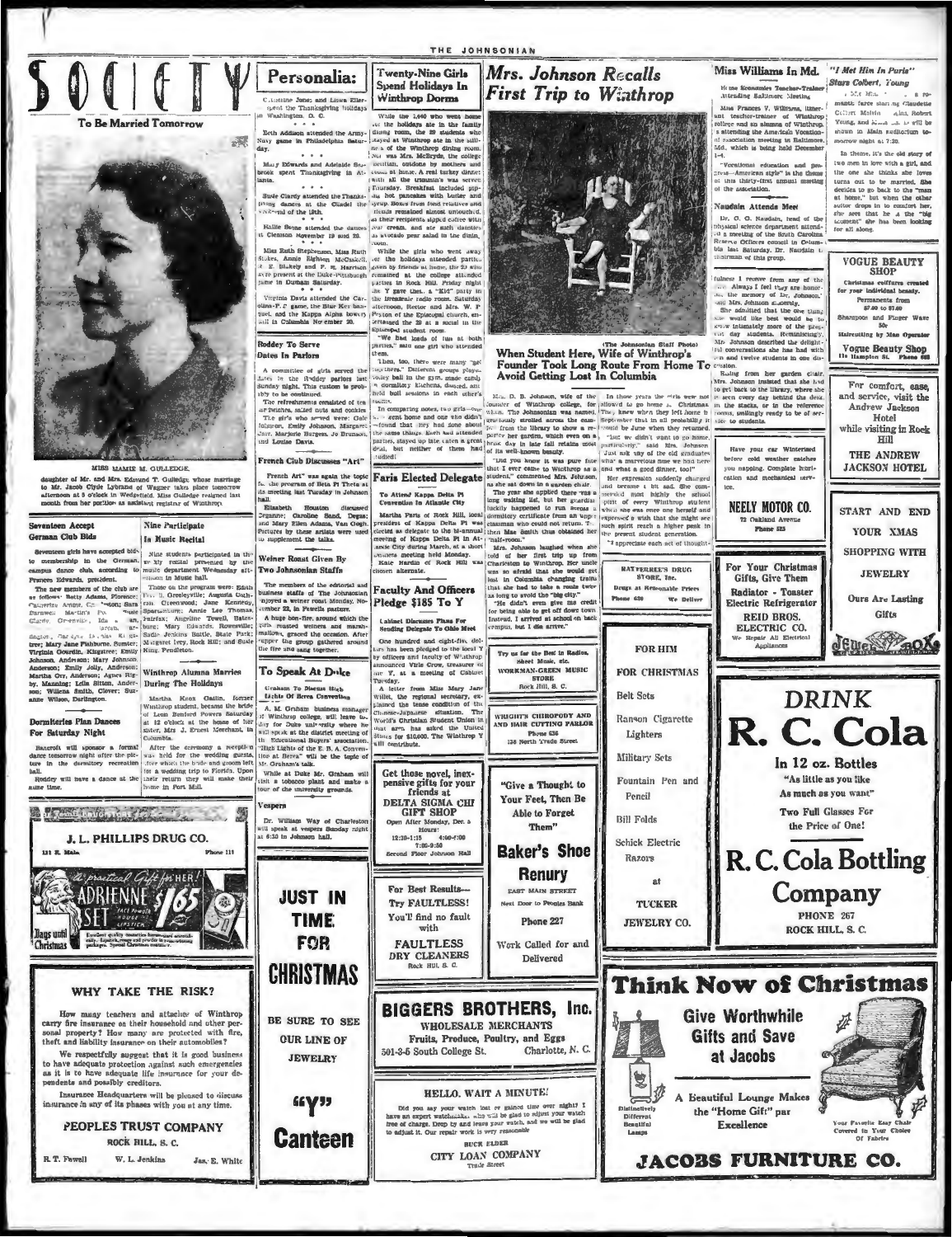# SOCIETY

## To Be Married Tomorrow

MISS MAMIE M. GULLEDGE

daughter of Mr. and Mrs. Edmund T. Gulledge whose marriage to Mr. Jacob Clyde Lybrand of Wagner takes place tomorrow afternoon at 5 o'clock in Wedgefield. Miss Gulledge resigned last month from her position as assistant registrar of Winthrop.

### Seventeen Accept German Club Bids

Seventeen girls have accepted bids to membership in the German, campus dance club, according to Frances Edwards, president.

The new members of the club are as follows: Betty Adams, Florence; Catherine Ariail, Columbia; Sara Barnwell, Martin's Point; Claire ... Greenville; Ida ... an, ... ; ... Kingstree; Mary Jane Fishburne, Sumter; Virginia Gourdin, Kingstree; Emily Johnson, Anderson; Mary Johnson, Anderson; Emily Jolly, Anderson; Martha Orr, Anderson; Agnes Rigby, Manning; Lelia Bitten, Anderson; Willena Smith, Clover; Suzanne Wilson, Darlington.

### Dormitories Plan Dances For Saturday Night

Bancroft will sponsor a formal dance tomorrow night after the picture in the dormitory recreation hall.

Roddey will have a dance at the same time.

### Nine Participate In Music Recital

Nine students participated in the weekly recital presented by the music department Wednesday afternoon in Music hall.

Those on the program were: Edith ... Greeleyville; Augusta Cathcart, Greenwood; Jane Kennedy, Spartanburg; Annie Lee Thomas, Fairfax; Angeline Towell, Batesburg; Mary Edwards, Rowesville; Sadie Jenkins Battle, State Park; Margaret Ivey, Rock Hill; and Susie King, Pendleton.

### Winthrop Alumna Marries During The Holidays

Martha Knox Oatlin, former Winthrop student, became the bride of Leon Bonford Powers Saturday at 12 o'clock at the home of her sister, Mrs. J. Ernest Merchant, in Columbia.

After the ceremony a reception was held for the wedding guests, after which the bride and groom left for a wedding trip to Florida. Upon their return they will make their home in Fort Mill.

## Personalia:

Christine Jones and Louise Ellerbe spent the Thanksgiving holidays in Washington, D. C.

Beth Addison attended the Army-Navy game in Philadelphia Saturday.

Mary Edwards and Adelaide Seabrook spent Thanksgiving in Atlanta.

Susie Clardy attended the Thanksgiving dances at the Citadel the week-end of the 19th.

Hallie Boone attended the dances at Clemson November 19 and 20.

Miss Ruth Stephenson, Miss Ruth Stokes, Annie Eighton McCaskill, E. E. Blakely and P. E. Harrison were present at the Duke-Pittsburgh game in Durham Saturday.

Virginia Davis attended the Carolina-P. C. game, the Blue Key banquet, and the Kappa Alpha bowery ball in Columbia November 20.

### Roddey To Serve Dates In Parlors

A committee of girls served the dates in the Roddey parlors last Sunday night. This custom is probably to be continued.

The refreshments consisted of tea and sandwiches, salted nuts and cookies. The girls who served were: Gale ..., Emily Johnson, Margaret Carr, Marjorie Burgess, Jo Brunson, and Louise Davis.

### French Club Discusses "Art"

French Art" was again the topic for the program of Beta Pi Theta at its meeting last Tuesday in Johnson hall.

Elizabeth Houston discussed Cezanne; Caroline Sand, Degas; and Mary Ellen Adams, Van Gogh. Pictures by these artists were used to supplement the talks.

### Weiner Roast Given By Two Johnsonian Staffs

The members of the editorial and business staffs of The Johnsonian enjoyed a weiner roast Monday, November 22, in Powell's pasture.

A huge bon-fire, around which the girls roasted weiners and marshmallows, graced the occasion. After supper the group gathered around the fire and sang together.

### To Speak At Duke

Graham To Discuss High Lights Of Berea Convention

A. M. Graham business manager of Winthrop college, will leave today for Duke university where he will speak at the district meeting of the Educational Buyers' association. "High Lights of the E. B. A. Convention at Berea" will be the topic of Mr. Graham's talk.

While at Duke Mr. Graham will visit a tobacco plant and make a tour of the university grounds.

### Vespers

Dr. William Way of Charleston will speak at vespers Sunday night at 6:30 in Johnson hall.

## Twenty-Nine Girls Spend Holidays In Winthrop Dorms

While the 1,440 who went home for the holidays ate in the family dining room, the 29 students who stayed at Winthrop ate in the smaller ... of the Winthrop dining room. Nor was Mrs. McBryde, the college dietitian, outdone by mothers and cooks at home. A real turkey dinner with all the trimmings was served Thursday. Breakfast included piping hot pancakes with butter and syrup. Boxes from fond relatives and friends remained almost untouched, as their recipients sipped coffee with sour cream, and ate such dainties as avocado pear salad in the dining room.

While the girls who went away for the holidays attended parties, given by friends at home, the 29 who remained at the college attended parties in Rock Hill. Friday night the Y gave them a "Kid" party in the breakfast radio room. Saturday afternoon, Rector and Mrs. W. F. Peyton of the Episcopal church, entertained the 29 at a social in the Episcopal student room.

"We had loads of fun at both parties," said one girl who attended them.

Then, too, there were many "get togethers." Different groups played volley ball in the gym, made candy in dormitory kitchens, danced, and held bull sessions in each other's rooms.

In comparing notes, two girls—one who went home and one who didn't—found that they had done about the same things. Each had attended parties, stayed up late, eaten a great deal, but neither of them had studied!

## Faris Elected Delegate

To Attend Kappa Delta Pi Convention In Atlantic City

Martha Faris of Rock Hill, local president of Kappa Delta Pi was elected as delegate to the bi-annual meeting of Kappa Delta Pi in Atlantic City during March, at a short business meeting held Monday.

Kate Hardin of Rock Hill was chosen alternate.

## Faculty And Officers Pledge $185 To Y

Cabinet Discusses Plans For Sending Delegate To Ohio Meet

One hundred and eight-five dollars has been pledged to the local Y by officers and faculty of Winthrop, announced Virle Crow, treasurer of the Y, at a meeting of Cabinet Tuesday.

A letter from Miss Mary Jane Willet, the regional secretary, explained the tense condition of the Chinese-Japanese situation. The World's Christian Student Union in that area has asked the United States for $10,000. The Winthrop Y will contribute.

---

Get those novel, inexpensive gifts for your friends at
**DELTA SIGMA CHI GIFT SHOP**
Open After Monday, Dec. 6
Hours: 12:30-1:15 4:00-7:00 7:00-9:30
Second Floor Johnson Hall

---

For Best Results—
Try FAULTLESS!
You'll find no fault with
**FAULTLESS DRY CLEANERS**
Rock Hill, S. C.

## Mrs. Johnson Recalls First Trip to Winthrop

(The Johnsonian Staff Photo)

### When Student Here, Wife of Winthrop's Founder Took Long Route From Home To Avoid Getting Lost In Columbia

Mrs. D. B. Johnson, wife of the founder of Winthrop college, for whom The Johnsonian was named, graciously strolled across the campus from the library to show a reporter her garden, which even on a brisk day in late fall retains most of its well-known beauty.

"Did you know it was pure fate that I ever came to Winthrop as a student?" commented Mrs. Johnson, as she sat down in a garden chair.

The year she applied there was a long waiting list, but her guardian luckily happened to run across a dormitory certificate from an upper classman who could not return. Then Mae Smith thus obtained her "half-room."

Mrs. Johnson laughed when she told of her first trip up from Charleston to Winthrop. Her uncle was so afraid that she would get lost in Columbia changing trains that she had to take a route twice as long to avoid "the big city."

"He didn't even give me credit for being able to get off down town. Instead, I arrived at school on back campus, but I did arrive."

In those years the girls were not allowed to go home at Christmas. They knew when they left home in September that in all probability it would be June when they returned.

"But we didn't want to go home, particularly," said Mrs. Johnson. "Just ask any of the old graduates what a marvelous time we had here and what a good dinner, too!"

Her expression suddenly changed and became a bit sad. She commended most highly the school spirit of every Winthrop student which she was once one herself and expressed a wish that she might see such spirit reach a higher peak in the present student generation.

"I appreciate each act of thoughtfulness I receive from any of the girls. Always I feel they are honoring the memory of Dr. Johnson," said Mrs. Johnson sincerely.

She admitted that the one thing she would like best would be to know intimately more of the present day students. Reminiscingly, Mrs. Johnson described the delightful conversations she has had with ten and twelve students on one occasion.

Rising from her garden chair, Mrs. Johnson insisted that she had to get back to the library, where she is seen every day behind the desk, in the stacks, or in the reference rooms, smilingly ready to be of service to students.

---

Try us for the Best in Radios, Sheet Music, etc.
**WORKMAN-GREEN MUSIC STORE**
Rock Hill, S. C.

---

**WRIGHT'S CHIROPODY AND HAIR CUTTING PARLOR**
Phone 636
138 North Trade Street

---

"Give a Thought to Your Feet, Then Be Able to Forget Them"

**Baker's Shoe Renury**
EAST MAIN STREET
Next Door to Peoples Bank
Phone 227
Work Called for and Delivered

---

**HATTERREE'S DRUG STORE, Inc.**
Drugs at Reasonable Prices
Phone 630 We Deliver

## Miss Williams In Md.

Home Economics Teacher-Trainer Attending Baltimore Meeting

Miss Frances V. Williams, itinerant teacher-trainer of Winthrop college and an alumna of Winthrop, is attending the American Vocational association meeting in Baltimore, Md., which is being held December 1-4.

"Vocational education and progress—American style" is the theme of this thirty-first annual meeting of the association.

### Naudain Attends Meet

Dr. G. G. Naudain, head of the physical science department attended a meeting of the South Carolina Reserve Officers council in Columbia last Saturday. Dr. Naudain is chairman of this group.

---

Have your car Winterized before cold weather catches you napping. Complete lubrication and mechanical service.

**NEELY MOTOR CO.**
72 Oakland Avenue
Phone 525

---

**FOR HIM**

FOR CHRISTMAS

Belt Sets

Ranson Cigarette Lighters

Military Sets

Fountain Pen and Pencil

Bill Folds

Schick Electric Razors

at

**TUCKER JEWELRY CO.**

---

For Your Christmas Gifts, Give Them
Radiator - Toaster
Electric Refrigerator
**REID BROS. ELECTRIC CO.**
We Repair All Electrical Appliances

## "I Met Him In Paris"

Stars Colbert, Young

"I Met Him ... a romantic farce starring Claudette Colbert, Melvin Douglas, Robert Young, and ... will be shown in Main auditorium tomorrow night at 7:30.

In theme, it's the old story of two men in love with a girl, and the one she thinks she loves turns out to be married. She decides to go back to the "man at home," but when the other suitor drops in to comfort her, she sees that he is the "big moment" she has been looking for all along.

---

**VOGUE BEAUTY SHOP**
Christmas coiffures created for your individual beauty.
Permanents from $2.00 to $7.50
Shampoos and Finger Wave 50c
Haircutting by Man Operator
**Vogue Beauty Shop**
10 Hampton St. Phone 668

---

For comfort, ease, and service, visit the Andrew Jackson Hotel while visiting in Rock Hill
**THE ANDREW JACKSON HOTEL**

---

START AND END YOUR XMAS SHOPPING WITH JEWELRY
Ours Are Lasting Gifts
JEWEL BOX

---

**DRINK R. C. Cola**
In 12 oz. Bottles
"As little as you like As much as you want"
Two Full Glasses For the Price of One!
**R. C. Cola Bottling Company**
PHONE 267
ROCK HILL, S. C.

---

**J. L. PHILLIPS DRUG CO.**
111 E. Main Phone 111

A practical Gift for HER!
ADRIENNE SET $1.65
Excellent quality ... Lipstick, rouge and powder in ... packages. Special Christmas container.
Bags until Christmas

---

## WHY TAKE THE RISK?

How many teachers and attaches of Winthrop carry fire insurance on their household and other personal property? How many are protected with fire, theft, and liability insurance on their automobiles?

We respectfully suggest that it is good business to have adequate protection against such emergencies as it is to have adequate life insurance for your dependents and possibly creditors.

Insurance Headquarters will be pleased to discuss insurance in any of its phases with you at any time.

**PEOPLES TRUST COMPANY**
ROCK HILL, S. C.

R. T. Fewell W. L. Jenkins Jas. E. White

---

JUST IN TIME FOR CHRISTMAS

BE SURE TO SEE OUR LINE OF JEWELRY

"Y" Canteen

---

**BIGGERS BROTHERS, Inc.**
WHOLESALE MERCHANTS
Fruits, Produce, Poultry, and Eggs
501-3-5 South College St. Charlotte, N. C.

---

HELLO. WAIT A MINUTE!

Did you say your watch lost or gained time over night? I have an expert watchmaker, who will be glad to adjust your watch free of charge. Drop by and leave your watch, and we will be glad to adjust it. Our repair work is very reasonable.

BUCK ELDER
CITY LOAN COMPANY
Trade Street

---

## Think Now of Christmas

Give Worthwhile Gifts and Save at Jacobs

Distinctively Different Beautiful Lamps

A Beautiful Lounge Makes the "Home Gift" par Excellence

Your Favorite Easy Chair Covered in Your Choice Of Fabrics

**JACOBS FURNITURE CO.**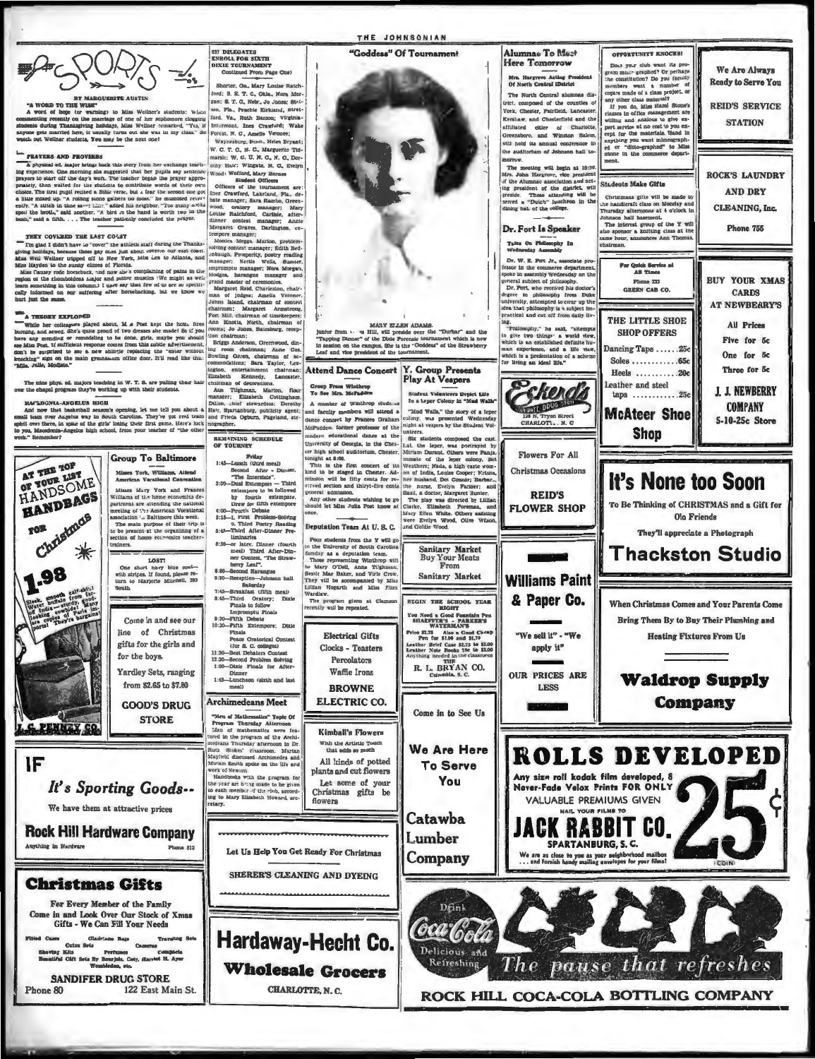# SPORTS

BY MARGUERITE AUSTIN

**"A WORD TO THE WISE"**

A word of hope (or warning) to Miss Wellner's students: When commenting recently on the marriage of one of her sophomore clogging students during Thanksgiving holidays, Miss Wellner remarked, "Yes, if anyone gets married here, it usually turns out she was in my class." So watch out Wellner students. You may be the next one!

**PRAYERS AND PROVERBS**

A physical ed. major brings back this story from her exchange teaching experience. One morning she suggested that her pupils say sentence prayers to start off the day's work. The teacher began the prayer appropriately, then waited for the students to contribute words of their own choice. The first pupil recited a Bible verse, but I fear the second one got a little mixed up. "A rolling stone gathers no moss," he mumbled reverently. "A stitch in time saves nine," added his neighbor. "Too many cooks spoil the broth," said another. "A bird in the hand is worth two in the bush," said a fifth. . . . The teacher patiently concluded the prayer.

**THEY COVERED THE EAST COAST**

I'm glad I didn't have to "cover" the athletic staff during the Thanksgiving holidays, because those gay ones just about covered our east coast. Miss Wellner tripped off to New York, Miss Lee to Atlanta, and Miss Hayden to the sunny climes of Florida.

Miss Causey rode horseback, and now she's complaining of pains in the region of the sternocleidomastoid major and minor muscles (We might as well learn something in this column.) I gave way that few of us are so specifically informed on our suffering after horseback riding, but we know we hurt just the same.

**A THEORY EXPLODED**

While her colleagues played about, M. a Post kept the home fires burning, and sewed. She's quite proud of two dresses she made! So if you have any mending or remodeling to be done, girls, maybe you should see Miss Post. If sufficient response comes from this subtle advertisement, don't be surprised to see a new shingle replacing the "enter without knocking" sign on the main gymnasium office door. It'll read like this: "Mlle. Julie, Modiste."

The nine phys. ed. majors teaching in W. T. S. are pulling their hair over the chapel program they're working up with their students.

**MACEDONIA-ANGELUS HIGH**

And now that basketball season's opening, let me tell you about a small team over Angelus way in South Carolina. They've got real team spirit over there, in spite of the girls' losing their first game. Here's luck to you, Macedonia-Angelus high school, from your teacher of "the other week." Remember?

---

AT THE TOP OF YOUR LIST HANDSOME HANDBAGS FOR Christmas

1.98

Sleek, smooth calf-skin! Water buffalo from Indian! Patent leathers sturdy, good-looking cowhide! Many copies of Paris imports! They're bargains!

J. C. PENNEY CO.

---

IF *It's Sporting Goods--*

We have them at attractive prices

**Rock Hill Hardware Company**

Anything in Hardware — Phone 612

---

## Christmas Gifts

For Every Member of the Family

Come in and Look Over Our Stock of Xmas Gifts - We Can Fill Your Needs

Fitted Cases — Gladstone Bags — Traveling Sets
Cutex Sets — Cameras
Shaving Kits — Perfumes — Compacts
Beautiful Gift Sets By Bourjois, Coty, Harriet H. Ayer
Wembledon, etc.

**SANDIFER DRUG STORE**

Phone 80 — 122 East Main St.

---

## 227 DELEGATES ENROLL FOR SIXTH DIXIE TOURNAMENT

Continued From Page One

Shorter, Ga., Mary Louise Ratchford; S. E. T. C., Okla., Nora Morgan; S. T. C., Nebr., Jo Jones; Stetson, Fla., Freebie Kirkland, Stratford, Va., Ruth Benton; Virginia-Intermont, Ines Crawford; Wake Forest, N. C., Amelia Veronee; Waynesburg, Penn., Helen Bryant; W. C. T. C., N. C., Marguerite Tidmarsh; W. C. U. N. C., N. C., Dorothy Hale; Wingate, N. C., Evelyn Wood; Wofford, Mary Barnes.

**Student Officers**

Officers of the tournament are: Inez Crawford, Lakeland, Fla., debate manager; Sara Rambo, Greenwood, oratory manager; Mary Louise Ratchford, Carlisle, after-dinner contest manager; Annie Margaret Graves, Darlington, extempore manager;

Monica Meggs, Marion, problem-solving contest manager; Edith Bedenbaugh, Prosperity, poetry reading manager; Nettie Wells, Sumter, impromptu manager; Nora Morgan, Hodges, harangue manager and grand master of ceremonies.

Margaret Reid, Charleston, chairman of judges; Amelia Veronee, Johns Island, chairman of contest chairmen; Margaret Armstrong, Fort Mill, chairman of timekeepers; Ann Knotts, North, chairman of rooms; Jo Jones, Batesburg, reception chairman;

Briggs Anderson, Greenwood, dining room chairman; Anne Cox, Bowling Green, chairman of accommodations; Sara Taylor, Lexington, entertainment chairman; Elizabeth Kennedy, Lancaster, chairman of decorations.

Ann Tilghman, Marion, floor manager; Elizabeth Cottingham, Dillon, chief stewardess; Dorothy Hair, Spartanburg, publicity agent; and Frieda Ogburn, Pageland, stenographer.

**REMAINING SCHEDULE OF TOURNEY**

**Friday**

1:45—Lunch (third meal) Second After - Dinner, "The Interstate".

3:00—Dual Extempore — Third extempore to be followed by fourth extempore. Draw for fifth extempore

4:00—Fourth Debate

5:15—I. First Problem-Solving II. Third Poetry Reading

5:45—Third After-Dinner Preliminaries

6:30—or later. Dinner (fourth meal) Third After-Dinner Contest, "The Strawberry Leaf".

8:00—Second Harangue

8:30—Reception—Johnson hall

**Saturday**

7:45—Breakfast (fifth meal)

8:45—Third Oratory; Dixie Finals to follow Impromptu Finals

9:30—Fifth Debate

10:30—Fifth Extempore; Dixie Finals Peace Oratorical Contest (for S. C. colleges)

11:30—Best Debaters Contest

12:30—Second Problem Solving

1:00—Dixie Finals for After-Dinner

1:45—Luncheon (sixth and last meal)

---

## Group To Baltimore

**Misses York, Williams, Attend American Vocational Convention**

Misses Mary York and Frances Williams of the home economics department are attending the national meeting of the American Vocational association in Baltimore this week.

The main purpose of their trip is to be present at the organizing of a section of home economics teacher-trainers.

**LOST!**

One short navy blue coat—with stripes. If found, please return to Marjorie Mitchell, 203 South.

---

Come in and see our line of Christmas gifts for the girls and for the boys.

Yardley Sets, ranging from $2.65 to $7.80

**GOOD'S DRUG STORE**

---

## Archimedeans Meet

**"Men of Mathematics" Topic Of Program Thursday Afternoon**

"Men of mathematics" were featured in the program of the Archimedeans Thursday afternoon in Dr. Ruth Stokes' classroom. Marian Mayfield discussed Archimedes and Miriam Smith spoke on the life and work of Newton.

Handbooks with the program for the year are being made to be given to each member of the club, according to Mary Elizabeth Howard, secretary.

---

Let Us Help You Get Ready For Christmas

SHERER'S CLEANING AND DYEING

---

## Hardaway-Hecht Co.

**Wholesale Grocers**

CHARLOTTE, N. C.

---

## "Goddess" Of Tournament

MARY ELLEN ADAMS

Junior from Rock Hill, will preside over the "Durbar" and the "Tapping Dinner" of the Dixie Forensic tournament which is now in session on the campus. She is the "Goddess" of the Strawberry Leaf and vice president of the tournament.

---

## Attend Dance Concert

**Group From Winthrop To See Mrs. McFadden**

A number of Winthrop students and faculty members will attend a dance concert by Frances Graham McFadden, former professor of the modern educational dance at the University of Georgia, in the Chester high school auditorium, Chester, tonight at 8:00.

This is the first concert of its kind to be staged in Chester. Admission will be fifty cents for reserved section and thirty-five cents general admission.

Any other students wishing to go should let Miss Julia Post know at once.

---

## Deputation Team At U. S. C.

Four students from the Y will go to the University of South Carolina Sunday as a deputation team.

Those representing Winthrop will be Mary O'Dell, Anne Tighman, Bessie Mae Baker, and Virie Crow. They will be accompanied by Miss Lillian Hogarth and Miss Ellen Wardlaw.

The program given at Clemson recently will be repeated.

---

## Y. Group Presents Play At Vespers

**Student Volunteers Depict Life In a Leper Colony in "Mud Walls"**

"Mud Walls," the story of a leper colony, was presented Wednesday night at vespers by the Student Volunteers.

Six students composed the cast. Lal, the leper, was portrayed by Miriam Durant. Others were Panja, inmate of the leper colony, Bet Weathers; Nada, a high caste woman of India, Louise Cooper; Krisna, her husband, Dot Connor; Barbara, the nurse, Evelyn Farmer; and Basil, a doctor, Margaret Sumter.

The play was directed by Lillian Clarke, Elizabeth Foreman, and Mary Ellen White. Others assisting were Evelyn Wood, Olive Wilson, and Goldie Wood.

---

Sanitary Market

Buy Your Meats From

Sanitary Market

---

BEGIN THE SCHOOL YEAR RIGHT

You Need a Good Fountain Pen

SHAEFFER'S — PARKER'S — WATERMAN'S

Price $2.75 Also a Good Cheap Pen for $1.00 and $1.75

Leather Brief Case $2.75 to $5.00

Leather Note Books 75c to $3.00

Anything needed in the classroom

THE R. L. BRYAN CO.

Columbia, S. C.

---

Electrical Gifts

Clocks - Toasters

Percolators

Waffle Irons

BROWNE ELECTRIC CO.

---

Kimball's Flowers

With the Artistic Touch that adds so much

All kinds of potted plants and cut flowers

Let some of your Christmas gifts be flowers

---

## Alumnae To Meet Here Tomorrow

**Mrs. Hargrove Acting President Of North Central District**

The North Central alumnae district, composed of the counties of York, Chester, Fairfield, Lancaster, Kershaw, and Chesterfield and the affiliated cities of Charlotte, Greensboro, and Winston Salem, will hold its annual conference in the auditorium of Johnson hall tomorrow.

The meeting will begin at 10:30. Mrs. John Hargrove, vice president of the Alumnae association and acting president of the district, will preside. Those attending will be served a "Dutch" luncheon in the dining hall of the college.

---

## Dr. Fort Is Speaker

**Talks On Philosophy In Wednesday Assembly**

Dr. W. E. Fort Jr., associate professor in the commerce department, spoke in assembly Wednesday on the general subject of philosophy.

Dr. Fort, who received his doctor's degree in philosophy from Duke university, attempted to clear up the idea that philosophy is a subject impractical and cut off from daily living.

"Philosophy," he said, "attempts to give two things—a world view, which is an established definite human experience, and a life view, which is a presentation of a scheme for living an ideal life."

---

Eckerd's CUT RATE DRUG STORE

128 N. Tryon Street

CHARLOTTE, N. C.

---

Flowers For All Christmas Occasions

REID'S FLOWER SHOP

---

Williams Paint & Paper Co.

"We sell it" - "We apply it"

OUR PRICES ARE LESS

---

Come in to See Us

We Are Here To Serve You

Catawba Lumber Company

---

**OPPORTUNITY KNOCKS!**

Does your club want its program mimeographed? Or perhaps the constitution? Do you faculty members want a number of copies made of a class project, or any other class material?

If you do, Miss Hazel Stone's classes in office management are willing and anxious to give expert service at no cost to you except for the materials. Hand in anything you want mimeographed or "ditto-graphed" to Miss Stone in the commerce department.

---

**Students Make Gifts**

Christmas gifts will be made by the handicraft class on Monday and Thursday afternoons at 4 o'clock in Johnson hall basement.

The interest group of the Y will also sponsor a knitting class at the same hour, announces Ann Thomas, chairman.

---

For Quick Service at All Times

Phone 333

GREEN CAB CO.

---

THE LITTLE SHOE SHOP OFFERS

Dancing Taps ......25c
Soles ............65c
Heels ..........20c
Leather and steel taps ..........25c

McAteer Shoe Shop

---

We Are Always Ready to Serve You

REID'S SERVICE STATION

---

ROCK'S LAUNDRY AND DRY CLEANING, Inc.

Phone 755

---

BUY YOUR XMAS CARDS AT NEWBEARY'S

All Prices

Five for 5c

One for 5c

Three for 5c

J. J. NEWBERRY COMPANY

5-10-25c Store

---

## It's None too Soon

To Be Thinking of CHRISTMAS and a Gift for Old Friends

They'll appreciate a Photograph

## Thackston Studio

---

When Christmas Comes and Your Parents Come

Bring Them By to Buy Their Plumbing and Heating Fixtures From Us

## Waldrop Supply Company

---

## ROLLS DEVELOPED

Any size roll kodak film developed, 8 Never-Fade Velox Prints FOR ONLY 25¢

VALUABLE PREMIUMS GIVEN

MAIL YOUR FILMS TO

**JACK RABBIT CO.**

SPARTANBURG, S. C.

We are as close to you as your neighborhood mailbox ... and furnish handy mailing envelopes for your films!

---

Drink Coca-Cola Delicious and Refreshing

*The pause that refreshes*

ROCK HILL COCA-COLA BOTTLING COMPANY